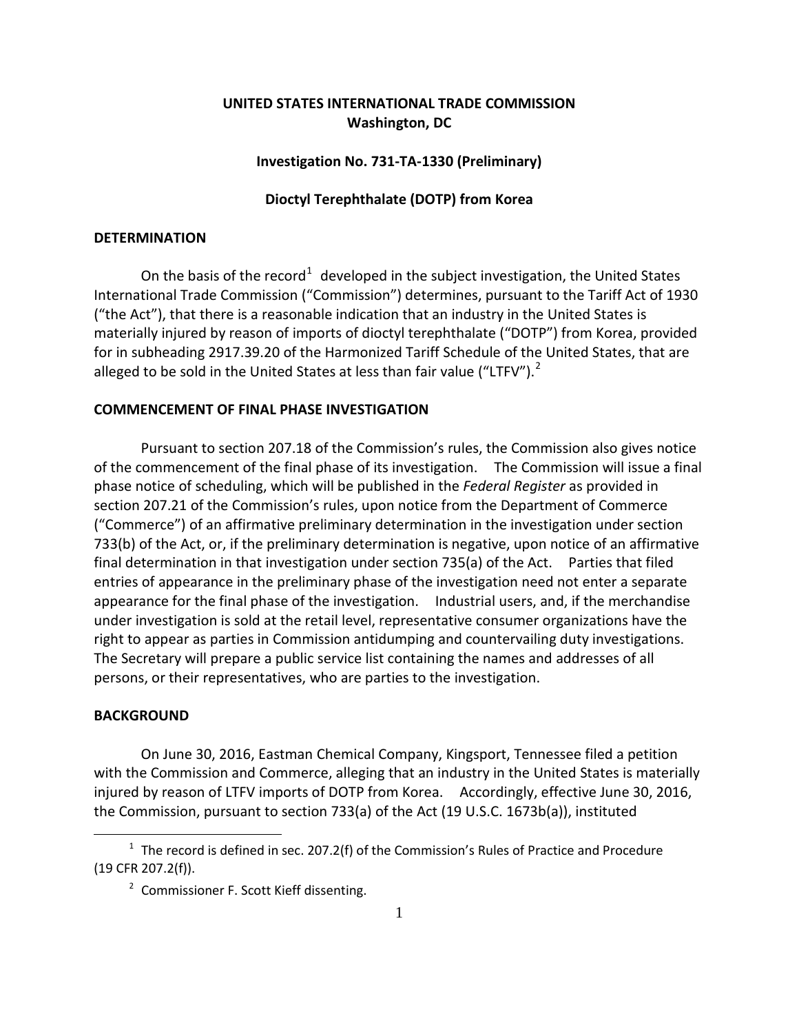**UNITED STATES INTERNATIONAL TRADE COMMISSION**
**Washington, DC**

**Investigation No. 731-TA-1330 (Preliminary)**

**Dioctyl Terephthalate (DOTP) from Korea**

## DETERMINATION

On the basis of the record[1] developed in the subject investigation, the United States International Trade Commission ("Commission") determines, pursuant to the Tariff Act of 1930 ("the Act"), that there is a reasonable indication that an industry in the United States is materially injured by reason of imports of dioctyl terephthalate ("DOTP") from Korea, provided for in subheading 2917.39.20 of the Harmonized Tariff Schedule of the United States, that are alleged to be sold in the United States at less than fair value ("LTFV").[2]

## COMMENCEMENT OF FINAL PHASE INVESTIGATION

Pursuant to section 207.18 of the Commission's rules, the Commission also gives notice of the commencement of the final phase of its investigation. The Commission will issue a final phase notice of scheduling, which will be published in the *Federal Register* as provided in section 207.21 of the Commission's rules, upon notice from the Department of Commerce ("Commerce") of an affirmative preliminary determination in the investigation under section 733(b) of the Act, or, if the preliminary determination is negative, upon notice of an affirmative final determination in that investigation under section 735(a) of the Act. Parties that filed entries of appearance in the preliminary phase of the investigation need not enter a separate appearance for the final phase of the investigation. Industrial users, and, if the merchandise under investigation is sold at the retail level, representative consumer organizations have the right to appear as parties in Commission antidumping and countervailing duty investigations. The Secretary will prepare a public service list containing the names and addresses of all persons, or their representatives, who are parties to the investigation.

## BACKGROUND

On June 30, 2016, Eastman Chemical Company, Kingsport, Tennessee filed a petition with the Commission and Commerce, alleging that an industry in the United States is materially injured by reason of LTFV imports of DOTP from Korea. Accordingly, effective June 30, 2016, the Commission, pursuant to section 733(a) of the Act (19 U.S.C. 1673b(a)), instituted

---

[1] The record is defined in sec. 207.2(f) of the Commission's Rules of Practice and Procedure (19 CFR 207.2(f)).

[2] Commissioner F. Scott Kieff dissenting.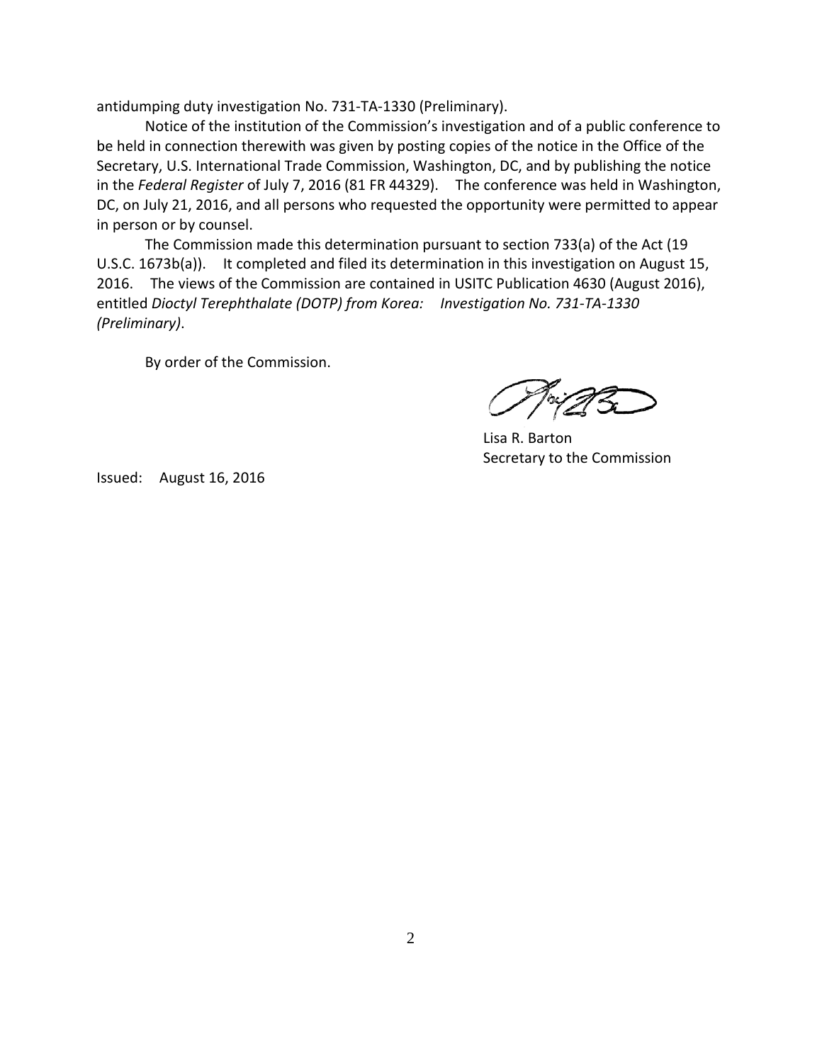antidumping duty investigation No. 731-TA-1330 (Preliminary).

Notice of the institution of the Commission's investigation and of a public conference to be held in connection therewith was given by posting copies of the notice in the Office of the Secretary, U.S. International Trade Commission, Washington, DC, and by publishing the notice in the *Federal Register* of July 7, 2016 (81 FR 44329). The conference was held in Washington, DC, on July 21, 2016, and all persons who requested the opportunity were permitted to appear in person or by counsel.

The Commission made this determination pursuant to section 733(a) of the Act (19 U.S.C. 1673b(a)). It completed and filed its determination in this investigation on August 15, 2016. The views of the Commission are contained in USITC Publication 4630 (August 2016), entitled *Dioctyl Terephthalate (DOTP) from Korea: Investigation No. 731-TA-1330 (Preliminary)*.

By order of the Commission.

Lisa R. Barton
Secretary to the Commission

Issued: August 16, 2016